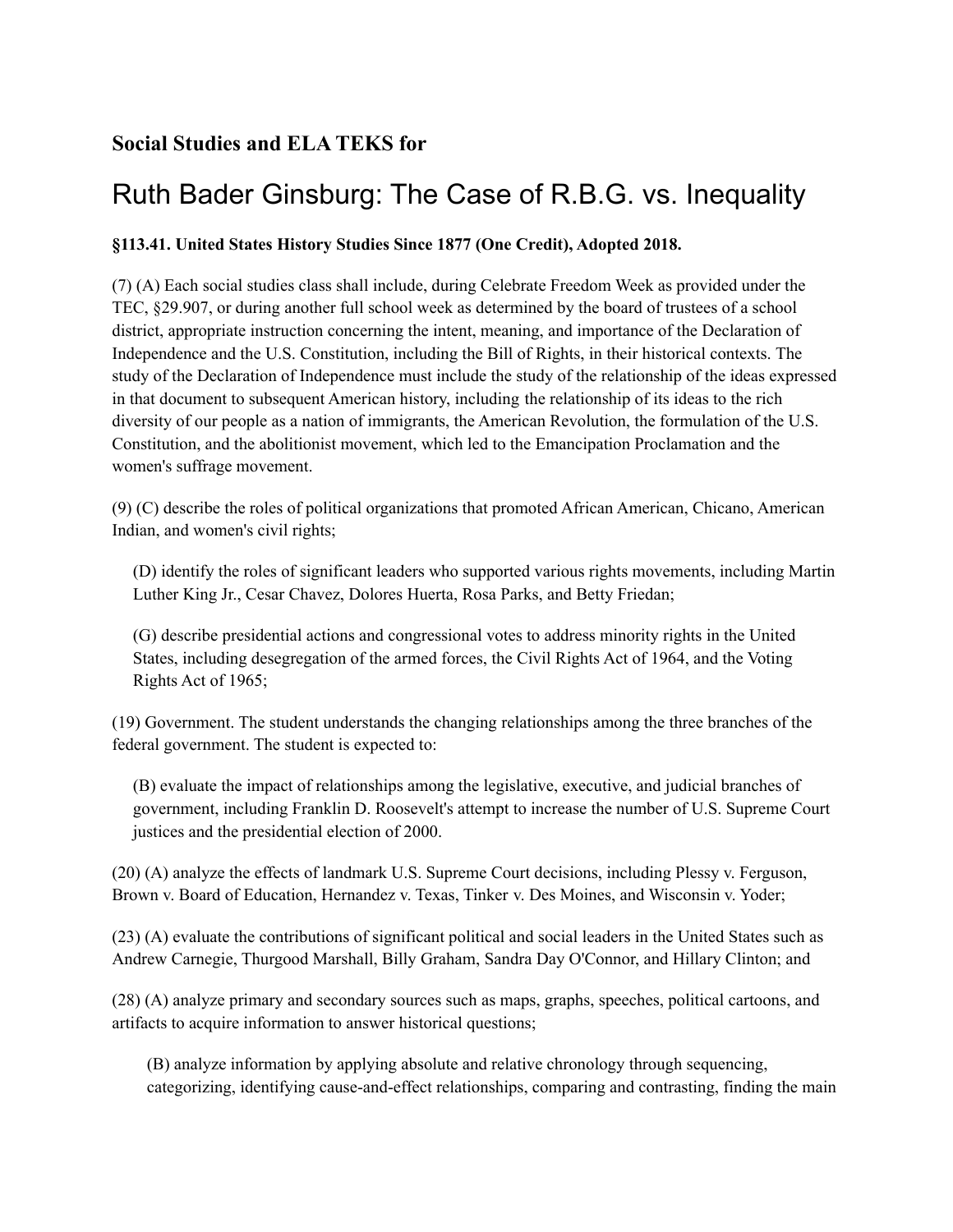**Social Studies and ELA TEKS for**

# Ruth Bader Ginsburg: The Case of R.B.G. vs. Inequality

**§113.41. United States History Studies Since 1877 (One Credit), Adopted 2018.**

(7) (A) Each social studies class shall include, during Celebrate Freedom Week as provided under the TEC, §29.907, or during another full school week as determined by the board of trustees of a school district, appropriate instruction concerning the intent, meaning, and importance of the Declaration of Independence and the U.S. Constitution, including the Bill of Rights, in their historical contexts. The study of the Declaration of Independence must include the study of the relationship of the ideas expressed in that document to subsequent American history, including the relationship of its ideas to the rich diversity of our people as a nation of immigrants, the American Revolution, the formulation of the U.S. Constitution, and the abolitionist movement, which led to the Emancipation Proclamation and the women's suffrage movement.

(9) (C) describe the roles of political organizations that promoted African American, Chicano, American Indian, and women's civil rights;

> (D) identify the roles of significant leaders who supported various rights movements, including Martin Luther King Jr., Cesar Chavez, Dolores Huerta, Rosa Parks, and Betty Friedan;
>
> (G) describe presidential actions and congressional votes to address minority rights in the United States, including desegregation of the armed forces, the Civil Rights Act of 1964, and the Voting Rights Act of 1965;

(19) Government. The student understands the changing relationships among the three branches of the federal government. The student is expected to:

> (B) evaluate the impact of relationships among the legislative, executive, and judicial branches of government, including Franklin D. Roosevelt's attempt to increase the number of U.S. Supreme Court justices and the presidential election of 2000.

(20) (A) analyze the effects of landmark U.S. Supreme Court decisions, including Plessy v. Ferguson, Brown v. Board of Education, Hernandez v. Texas, Tinker v. Des Moines, and Wisconsin v. Yoder;

(23) (A) evaluate the contributions of significant political and social leaders in the United States such as Andrew Carnegie, Thurgood Marshall, Billy Graham, Sandra Day O'Connor, and Hillary Clinton; and

(28) (A) analyze primary and secondary sources such as maps, graphs, speeches, political cartoons, and artifacts to acquire information to answer historical questions;

> (B) analyze information by applying absolute and relative chronology through sequencing, categorizing, identifying cause-and-effect relationships, comparing and contrasting, finding the main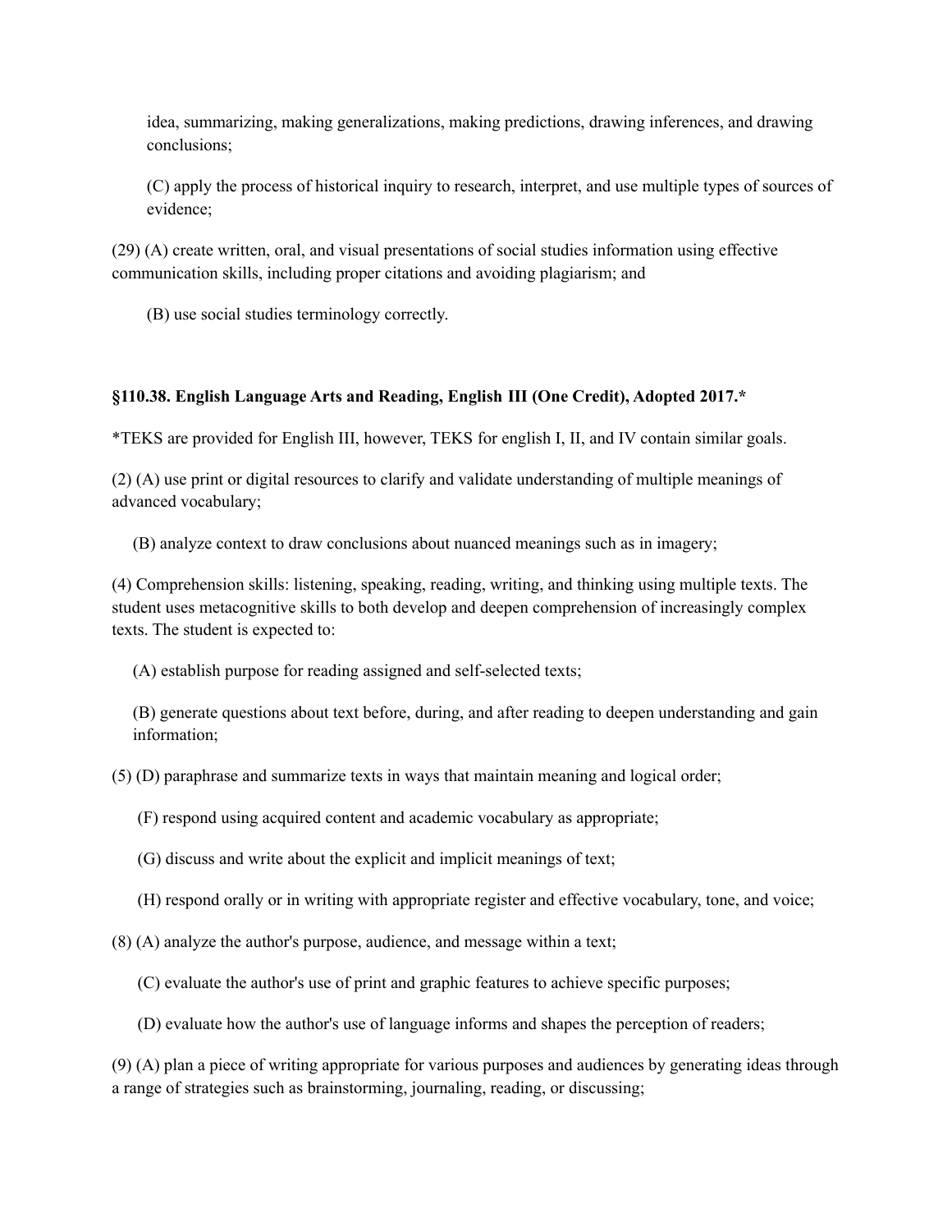idea, summarizing, making generalizations, making predictions, drawing inferences, and drawing conclusions;

(C) apply the process of historical inquiry to research, interpret, and use multiple types of sources of evidence;

(29) (A) create written, oral, and visual presentations of social studies information using effective communication skills, including proper citations and avoiding plagiarism; and

(B) use social studies terminology correctly.

**§110.38. English Language Arts and Reading, English III (One Credit), Adopted 2017.***

*TEKS are provided for English III, however, TEKS for english I, II, and IV contain similar goals.

(2) (A) use print or digital resources to clarify and validate understanding of multiple meanings of advanced vocabulary;

(B) analyze context to draw conclusions about nuanced meanings such as in imagery;

(4) Comprehension skills: listening, speaking, reading, writing, and thinking using multiple texts. The student uses metacognitive skills to both develop and deepen comprehension of increasingly complex texts. The student is expected to:

(A) establish purpose for reading assigned and self-selected texts;

(B) generate questions about text before, during, and after reading to deepen understanding and gain information;

(5) (D) paraphrase and summarize texts in ways that maintain meaning and logical order;

(F) respond using acquired content and academic vocabulary as appropriate;

(G) discuss and write about the explicit and implicit meanings of text;

(H) respond orally or in writing with appropriate register and effective vocabulary, tone, and voice;

(8) (A) analyze the author's purpose, audience, and message within a text;

(C) evaluate the author's use of print and graphic features to achieve specific purposes;

(D) evaluate how the author's use of language informs and shapes the perception of readers;

(9) (A) plan a piece of writing appropriate for various purposes and audiences by generating ideas through a range of strategies such as brainstorming, journaling, reading, or discussing;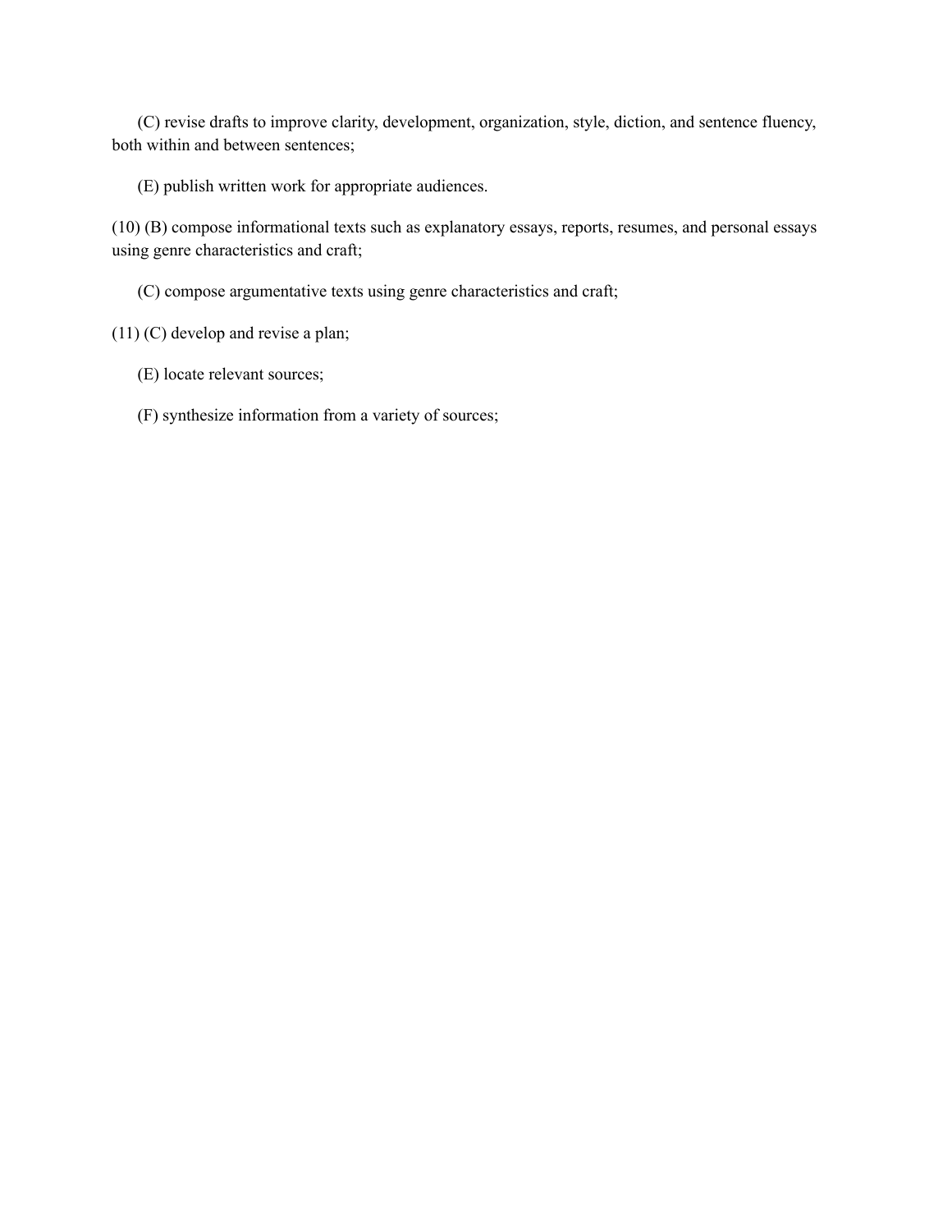(C) revise drafts to improve clarity, development, organization, style, diction, and sentence fluency, both within and between sentences;

(E) publish written work for appropriate audiences.

(10) (B) compose informational texts such as explanatory essays, reports, resumes, and personal essays using genre characteristics and craft;

(C) compose argumentative texts using genre characteristics and craft;

(11) (C) develop and revise a plan;

(E) locate relevant sources;

(F) synthesize information from a variety of sources;